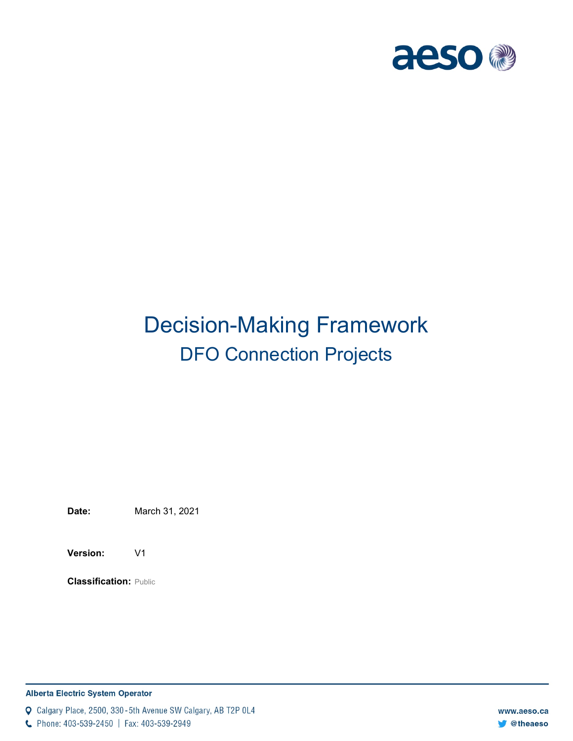# Decision-Making Framework

## DFO Connection Projects

**Date:** March 31, 2021

**Version:** V1

**Classification:** Public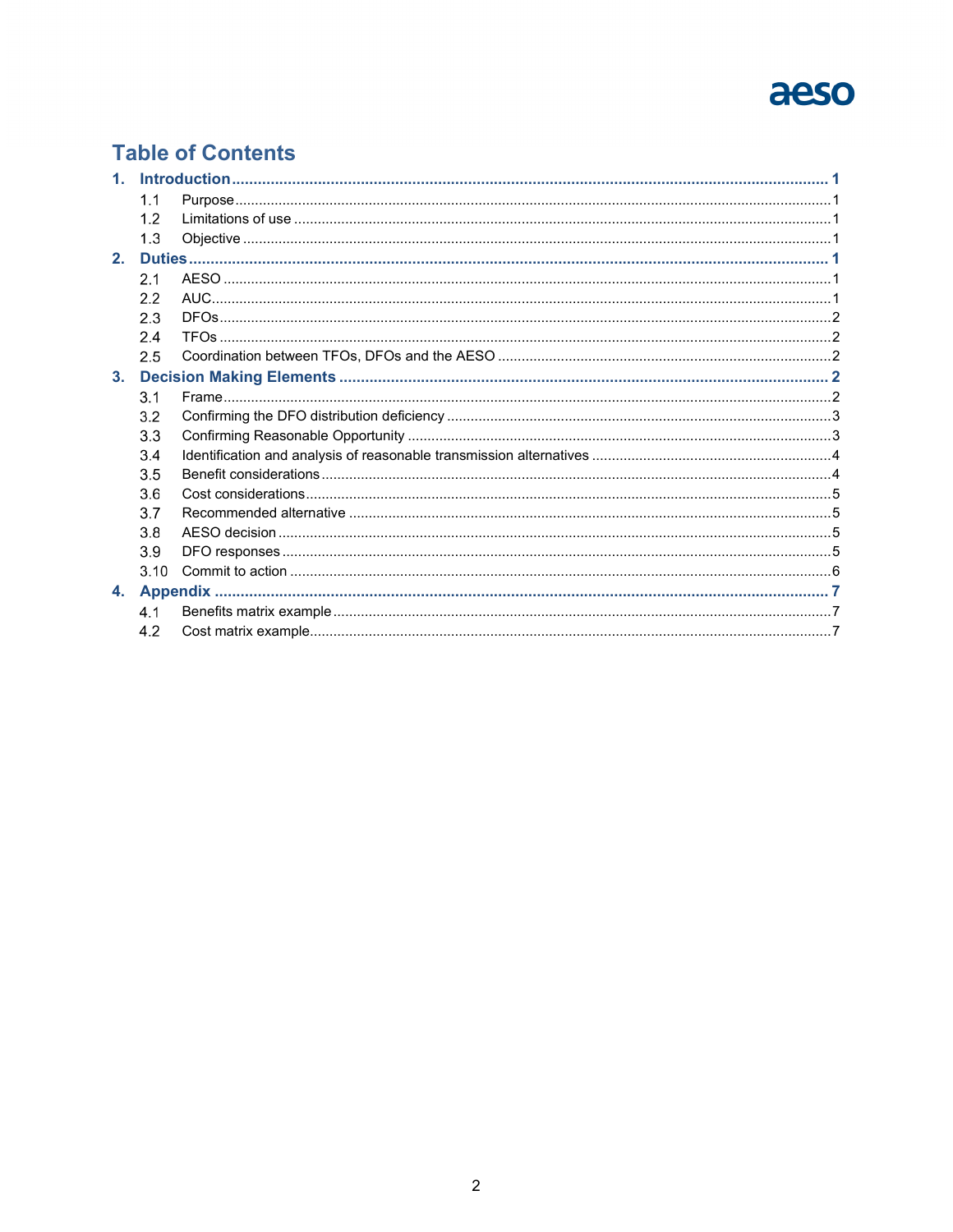# Table of Contents

1. **Introduction** ........ 1
   - 1.1 Purpose ........ 1
   - 1.2 Limitations of use ........ 1
   - 1.3 Objective ........ 1
2. **Duties** ........ 1
   - 2.1 AESO ........ 1
   - 2.2 AUC ........ 1
   - 2.3 DFOs ........ 2
   - 2.4 TFOs ........ 2
   - 2.5 Coordination between TFOs, DFOs and the AESO ........ 2
3. **Decision Making Elements** ........ 2
   - 3.1 Frame ........ 2
   - 3.2 Confirming the DFO distribution deficiency ........ 3
   - 3.3 Confirming Reasonable Opportunity ........ 3
   - 3.4 Identification and analysis of reasonable transmission alternatives ........ 4
   - 3.5 Benefit considerations ........ 4
   - 3.6 Cost considerations ........ 5
   - 3.7 Recommended alternative ........ 5
   - 3.8 AESO decision ........ 5
   - 3.9 DFO responses ........ 5
   - 3.10 Commit to action ........ 6
4. **Appendix** ........ 7
   - 4.1 Benefits matrix example ........ 7
   - 4.2 Cost matrix example ........ 7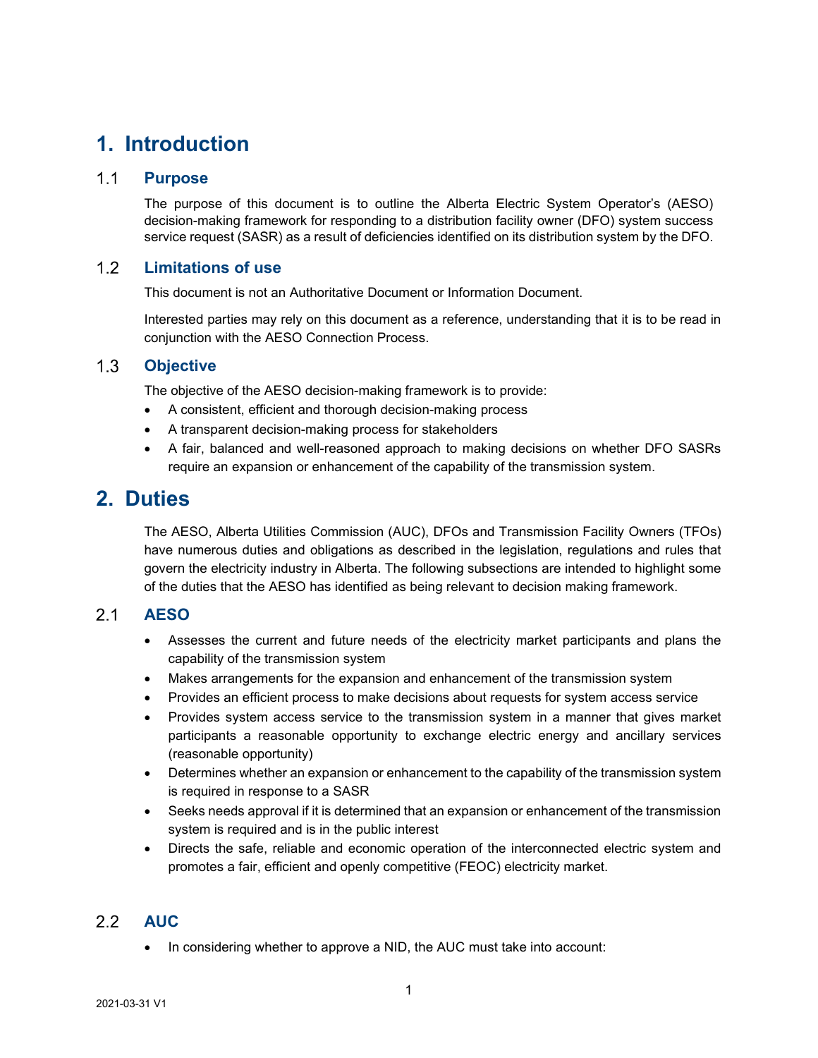# 1. Introduction

## 1.1 Purpose

The purpose of this document is to outline the Alberta Electric System Operator's (AESO) decision-making framework for responding to a distribution facility owner (DFO) system success service request (SASR) as a result of deficiencies identified on its distribution system by the DFO.

## 1.2 Limitations of use

This document is not an Authoritative Document or Information Document.

Interested parties may rely on this document as a reference, understanding that it is to be read in conjunction with the AESO Connection Process.

## 1.3 Objective

The objective of the AESO decision-making framework is to provide:

- A consistent, efficient and thorough decision-making process
- A transparent decision-making process for stakeholders
- A fair, balanced and well-reasoned approach to making decisions on whether DFO SASRs require an expansion or enhancement of the capability of the transmission system.

# 2. Duties

The AESO, Alberta Utilities Commission (AUC), DFOs and Transmission Facility Owners (TFOs) have numerous duties and obligations as described in the legislation, regulations and rules that govern the electricity industry in Alberta. The following subsections are intended to highlight some of the duties that the AESO has identified as being relevant to decision making framework.

## 2.1 AESO

- Assesses the current and future needs of the electricity market participants and plans the capability of the transmission system
- Makes arrangements for the expansion and enhancement of the transmission system
- Provides an efficient process to make decisions about requests for system access service
- Provides system access service to the transmission system in a manner that gives market participants a reasonable opportunity to exchange electric energy and ancillary services (reasonable opportunity)
- Determines whether an expansion or enhancement to the capability of the transmission system is required in response to a SASR
- Seeks needs approval if it is determined that an expansion or enhancement of the transmission system is required and is in the public interest
- Directs the safe, reliable and economic operation of the interconnected electric system and promotes a fair, efficient and openly competitive (FEOC) electricity market.

## 2.2 AUC

- In considering whether to approve a NID, the AUC must take into account: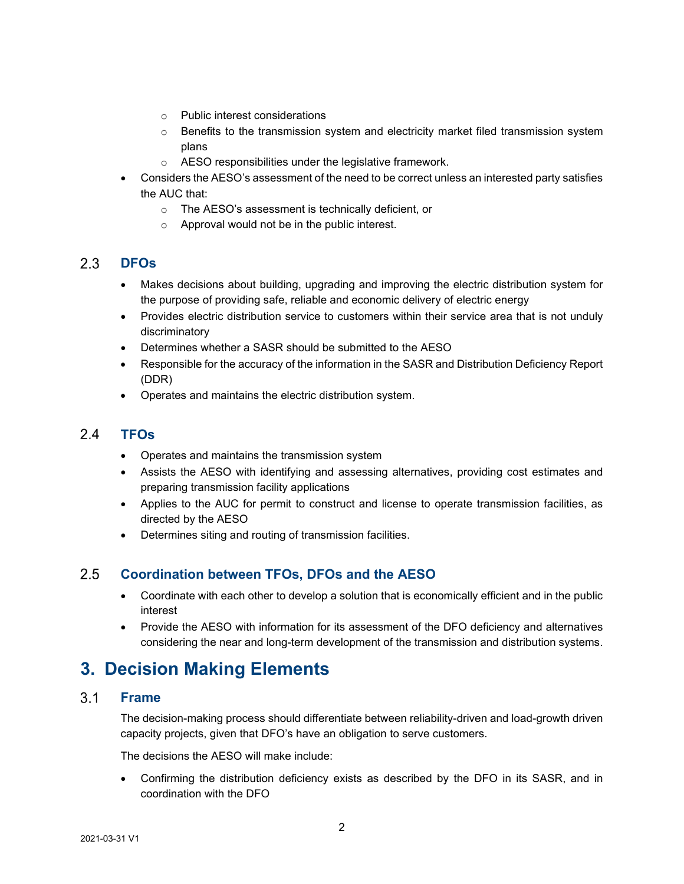- Public interest considerations
    - Benefits to the transmission system and electricity market filed transmission system plans
    - AESO responsibilities under the legislative framework.
- Considers the AESO's assessment of the need to be correct unless an interested party satisfies the AUC that:
    - The AESO's assessment is technically deficient, or
    - Approval would not be in the public interest.

## 2.3 DFOs

- Makes decisions about building, upgrading and improving the electric distribution system for the purpose of providing safe, reliable and economic delivery of electric energy
- Provides electric distribution service to customers within their service area that is not unduly discriminatory
- Determines whether a SASR should be submitted to the AESO
- Responsible for the accuracy of the information in the SASR and Distribution Deficiency Report (DDR)
- Operates and maintains the electric distribution system.

## 2.4 TFOs

- Operates and maintains the transmission system
- Assists the AESO with identifying and assessing alternatives, providing cost estimates and preparing transmission facility applications
- Applies to the AUC for permit to construct and license to operate transmission facilities, as directed by the AESO
- Determines siting and routing of transmission facilities.

## 2.5 Coordination between TFOs, DFOs and the AESO

- Coordinate with each other to develop a solution that is economically efficient and in the public interest
- Provide the AESO with information for its assessment of the DFO deficiency and alternatives considering the near and long-term development of the transmission and distribution systems.

# 3. Decision Making Elements

## 3.1 Frame

The decision-making process should differentiate between reliability-driven and load-growth driven capacity projects, given that DFO's have an obligation to serve customers.

The decisions the AESO will make include:

- Confirming the distribution deficiency exists as described by the DFO in its SASR, and in coordination with the DFO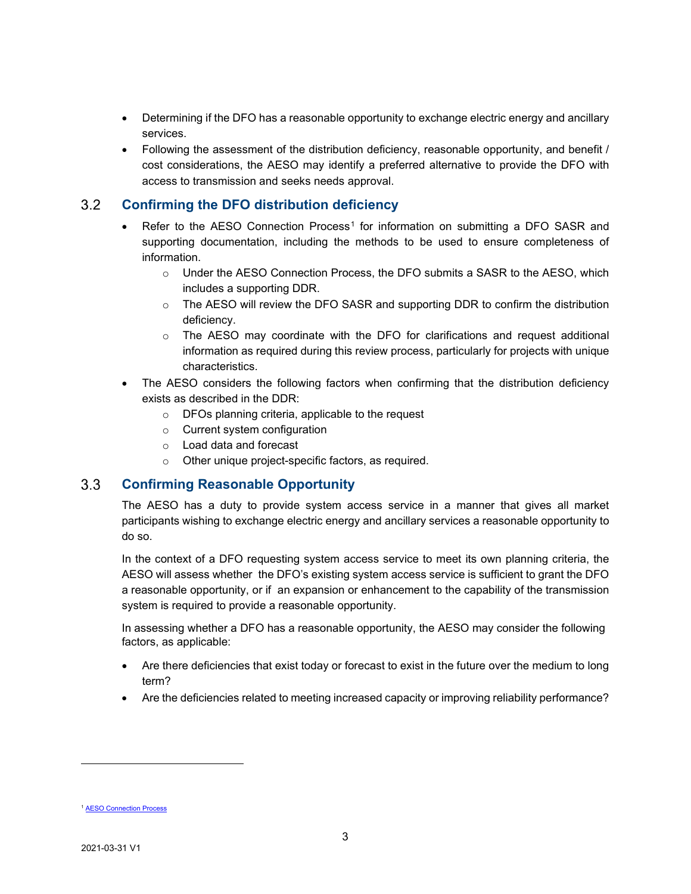- Determining if the DFO has a reasonable opportunity to exchange electric energy and ancillary services.
- Following the assessment of the distribution deficiency, reasonable opportunity, and benefit / cost considerations, the AESO may identify a preferred alternative to provide the DFO with access to transmission and seeks needs approval.

## 3.2 Confirming the DFO distribution deficiency

- Refer to the AESO Connection Process[1] for information on submitting a DFO SASR and supporting documentation, including the methods to be used to ensure completeness of information.
  - Under the AESO Connection Process, the DFO submits a SASR to the AESO, which includes a supporting DDR.
  - The AESO will review the DFO SASR and supporting DDR to confirm the distribution deficiency.
  - The AESO may coordinate with the DFO for clarifications and request additional information as required during this review process, particularly for projects with unique characteristics.
- The AESO considers the following factors when confirming that the distribution deficiency exists as described in the DDR:
  - DFOs planning criteria, applicable to the request
  - Current system configuration
  - Load data and forecast
  - Other unique project-specific factors, as required.

## 3.3 Confirming Reasonable Opportunity

The AESO has a duty to provide system access service in a manner that gives all market participants wishing to exchange electric energy and ancillary services a reasonable opportunity to do so.

In the context of a DFO requesting system access service to meet its own planning criteria, the AESO will assess whether the DFO's existing system access service is sufficient to grant the DFO a reasonable opportunity, or if an expansion or enhancement to the capability of the transmission system is required to provide a reasonable opportunity.

In assessing whether a DFO has a reasonable opportunity, the AESO may consider the following factors, as applicable:

- Are there deficiencies that exist today or forecast to exist in the future over the medium to long term?
- Are the deficiencies related to meeting increased capacity or improving reliability performance?

[1] AESO Connection Process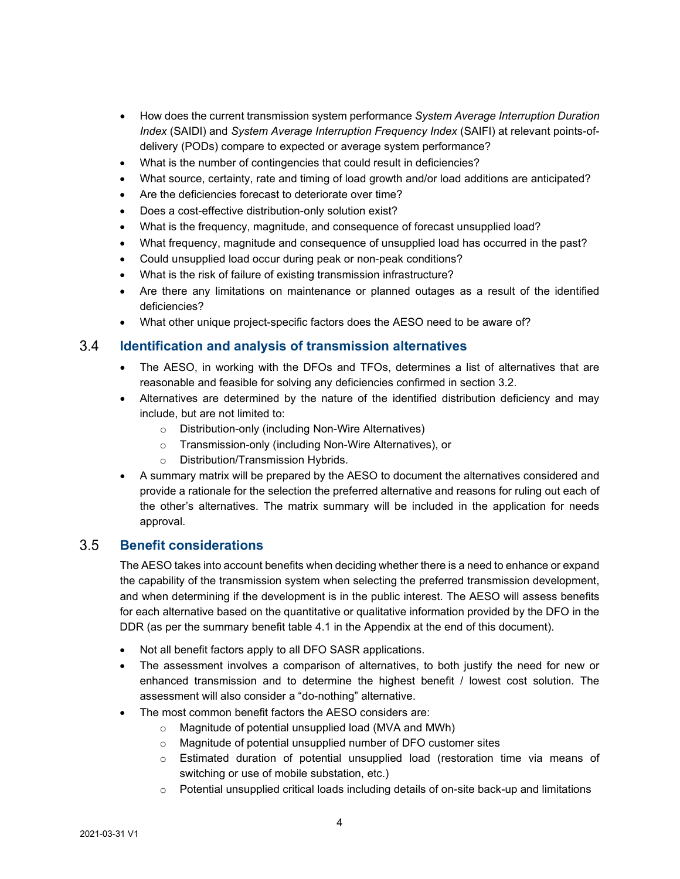- How does the current transmission system performance *System Average Interruption Duration Index* (SAIDI) and *System Average Interruption Frequency Index* (SAIFI) at relevant points-of-delivery (PODs) compare to expected or average system performance?
- What is the number of contingencies that could result in deficiencies?
- What source, certainty, rate and timing of load growth and/or load additions are anticipated?
- Are the deficiencies forecast to deteriorate over time?
- Does a cost-effective distribution-only solution exist?
- What is the frequency, magnitude, and consequence of forecast unsupplied load?
- What frequency, magnitude and consequence of unsupplied load has occurred in the past?
- Could unsupplied load occur during peak or non-peak conditions?
- What is the risk of failure of existing transmission infrastructure?
- Are there any limitations on maintenance or planned outages as a result of the identified deficiencies?
- What other unique project-specific factors does the AESO need to be aware of?

## 3.4 Identification and analysis of transmission alternatives

- The AESO, in working with the DFOs and TFOs, determines a list of alternatives that are reasonable and feasible for solving any deficiencies confirmed in section 3.2.
- Alternatives are determined by the nature of the identified distribution deficiency and may include, but are not limited to:
  - Distribution-only (including Non-Wire Alternatives)
  - Transmission-only (including Non-Wire Alternatives), or
  - Distribution/Transmission Hybrids.
- A summary matrix will be prepared by the AESO to document the alternatives considered and provide a rationale for the selection the preferred alternative and reasons for ruling out each of the other's alternatives. The matrix summary will be included in the application for needs approval.

## 3.5 Benefit considerations

The AESO takes into account benefits when deciding whether there is a need to enhance or expand the capability of the transmission system when selecting the preferred transmission development, and when determining if the development is in the public interest. The AESO will assess benefits for each alternative based on the quantitative or qualitative information provided by the DFO in the DDR (as per the summary benefit table 4.1 in the Appendix at the end of this document).

- Not all benefit factors apply to all DFO SASR applications.
- The assessment involves a comparison of alternatives, to both justify the need for new or enhanced transmission and to determine the highest benefit / lowest cost solution. The assessment will also consider a "do-nothing" alternative.
- The most common benefit factors the AESO considers are:
  - Magnitude of potential unsupplied load (MVA and MWh)
  - Magnitude of potential unsupplied number of DFO customer sites
  - Estimated duration of potential unsupplied load (restoration time via means of switching or use of mobile substation, etc.)
  - Potential unsupplied critical loads including details of on-site back-up and limitations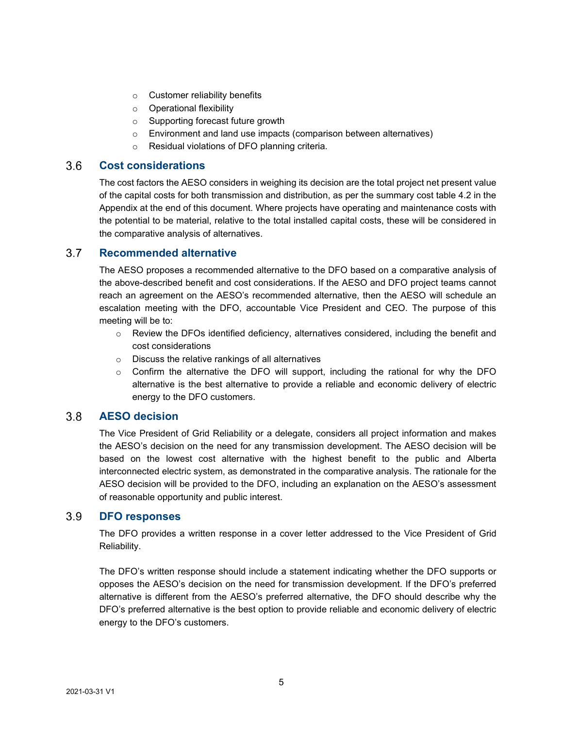- Customer reliability benefits
- Operational flexibility
- Supporting forecast future growth
- Environment and land use impacts (comparison between alternatives)
- Residual violations of DFO planning criteria.

## 3.6 Cost considerations

The cost factors the AESO considers in weighing its decision are the total project net present value of the capital costs for both transmission and distribution, as per the summary cost table 4.2 in the Appendix at the end of this document. Where projects have operating and maintenance costs with the potential to be material, relative to the total installed capital costs, these will be considered in the comparative analysis of alternatives.

## 3.7 Recommended alternative

The AESO proposes a recommended alternative to the DFO based on a comparative analysis of the above-described benefit and cost considerations. If the AESO and DFO project teams cannot reach an agreement on the AESO's recommended alternative, then the AESO will schedule an escalation meeting with the DFO, accountable Vice President and CEO. The purpose of this meeting will be to:

- Review the DFOs identified deficiency, alternatives considered, including the benefit and cost considerations
- Discuss the relative rankings of all alternatives
- Confirm the alternative the DFO will support, including the rational for why the DFO alternative is the best alternative to provide a reliable and economic delivery of electric energy to the DFO customers.

## 3.8 AESO decision

The Vice President of Grid Reliability or a delegate, considers all project information and makes the AESO's decision on the need for any transmission development. The AESO decision will be based on the lowest cost alternative with the highest benefit to the public and Alberta interconnected electric system, as demonstrated in the comparative analysis. The rationale for the AESO decision will be provided to the DFO, including an explanation on the AESO's assessment of reasonable opportunity and public interest.

## 3.9 DFO responses

The DFO provides a written response in a cover letter addressed to the Vice President of Grid Reliability.

The DFO's written response should include a statement indicating whether the DFO supports or opposes the AESO's decision on the need for transmission development. If the DFO's preferred alternative is different from the AESO's preferred alternative, the DFO should describe why the DFO's preferred alternative is the best option to provide reliable and economic delivery of electric energy to the DFO's customers.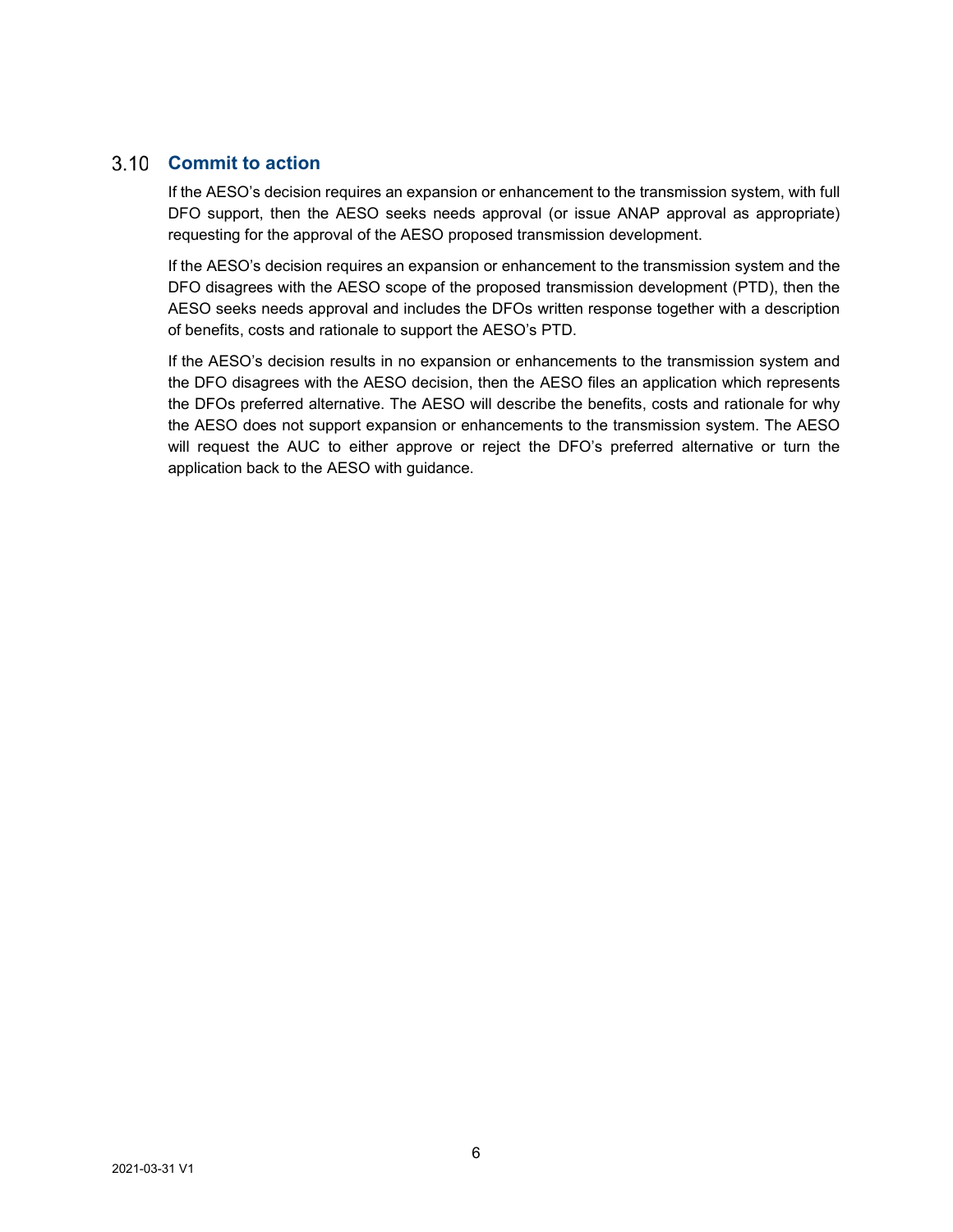## 3.10 Commit to action

If the AESO's decision requires an expansion or enhancement to the transmission system, with full DFO support, then the AESO seeks needs approval (or issue ANAP approval as appropriate) requesting for the approval of the AESO proposed transmission development.

If the AESO's decision requires an expansion or enhancement to the transmission system and the DFO disagrees with the AESO scope of the proposed transmission development (PTD), then the AESO seeks needs approval and includes the DFOs written response together with a description of benefits, costs and rationale to support the AESO's PTD.

If the AESO's decision results in no expansion or enhancements to the transmission system and the DFO disagrees with the AESO decision, then the AESO files an application which represents the DFOs preferred alternative. The AESO will describe the benefits, costs and rationale for why the AESO does not support expansion or enhancements to the transmission system. The AESO will request the AUC to either approve or reject the DFO's preferred alternative or turn the application back to the AESO with guidance.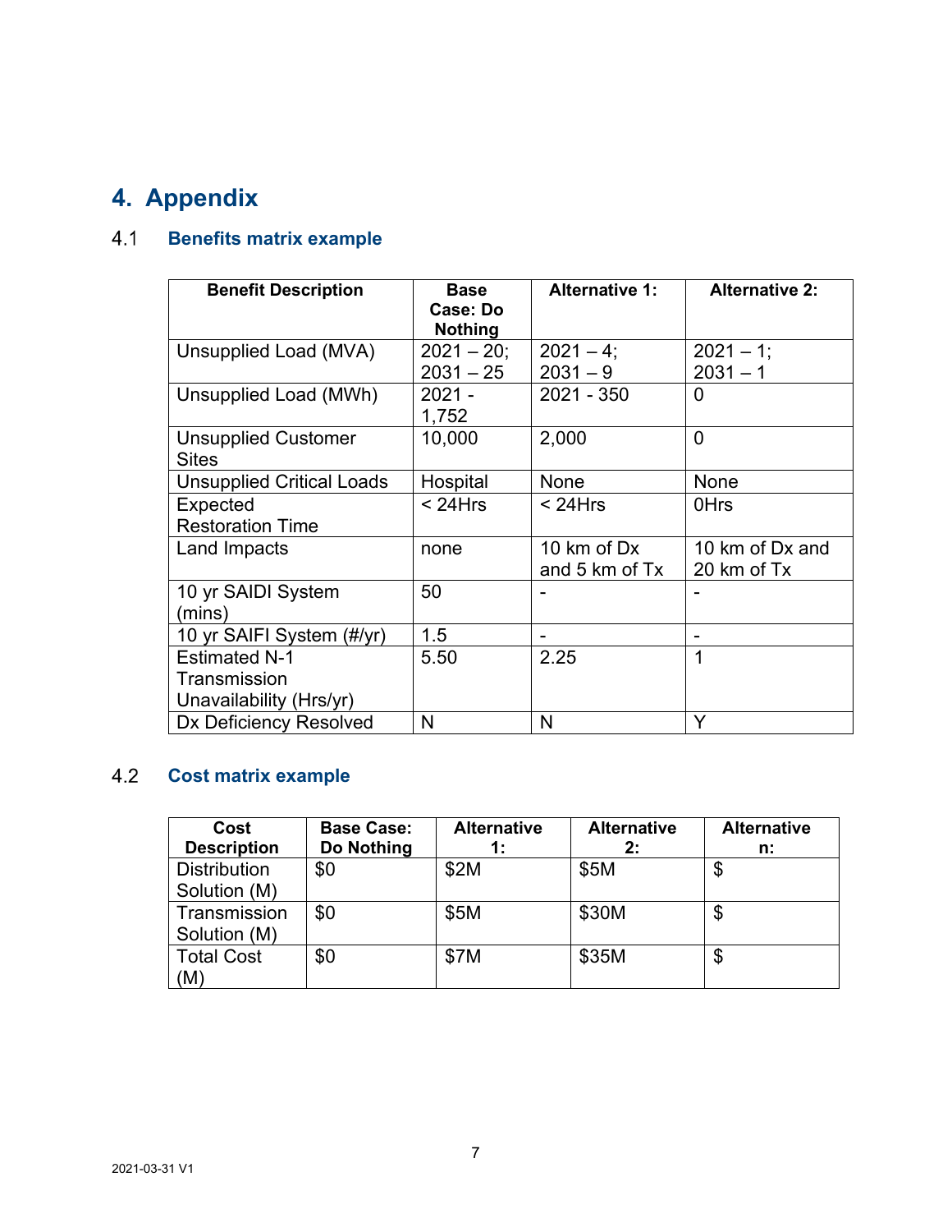# 4. Appendix

## 4.1 Benefits matrix example

| Benefit Description | Base Case: Do Nothing | Alternative 1: | Alternative 2: |
|---|---|---|---|
| Unsupplied Load (MVA) | 2021 – 20; 2031 – 25 | 2021 – 4; 2031 – 9 | 2021 – 1; 2031 – 1 |
| Unsupplied Load (MWh) | 2021 - 1,752 | 2021 - 350 | 0 |
| Unsupplied Customer Sites | 10,000 | 2,000 | 0 |
| Unsupplied Critical Loads | Hospital | None | None |
| Expected Restoration Time | < 24Hrs | < 24Hrs | 0Hrs |
| Land Impacts | none | 10 km of Dx and 5 km of Tx | 10 km of Dx and 20 km of Tx |
| 10 yr SAIDI System (mins) | 50 | - | - |
| 10 yr SAIFI System (#/yr) | 1.5 | - | - |
| Estimated N-1 Transmission Unavailability (Hrs/yr) | 5.50 | 2.25 | 1 |
| Dx Deficiency Resolved | N | N | Y |

## 4.2 Cost matrix example

| Cost Description | Base Case: Do Nothing | Alternative 1: | Alternative 2: | Alternative n: |
|---|---|---|---|---|
| Distribution Solution (M) | $0 | $2M | $5M | $ |
| Transmission Solution (M) | $0 | $5M | $30M | $ |
| Total Cost (M) | $0 | $7M | $35M | $ |

2021-03-31 V1